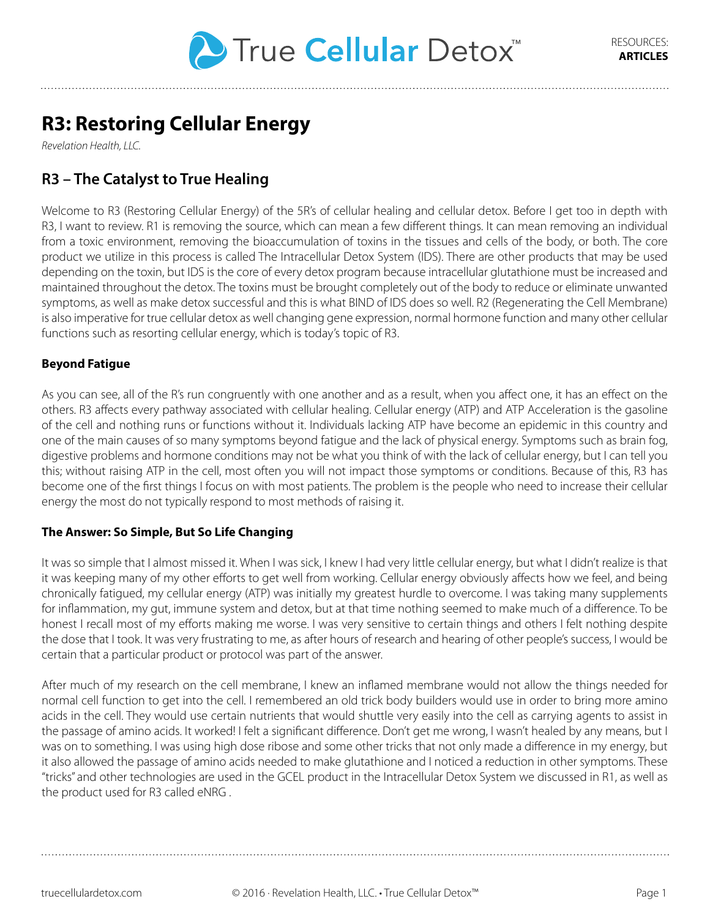# R3: Restoring Cellular Energy

*Revelation Health, LLC.*

## R3 – The Catalyst to True Healing

Welcome to R3 (Restoring Cellular Energy) of the 5R's of cellular healing and cellular detox. Before I get too in depth with R3, I want to review. R1 is removing the source, which can mean a few different things. It can mean removing an individual from a toxic environment, removing the bioaccumulation of toxins in the tissues and cells of the body, or both. The core product we utilize in this process is called The Intracellular Detox System (IDS). There are other products that may be used depending on the toxin, but IDS is the core of every detox program because intracellular glutathione must be increased and maintained throughout the detox. The toxins must be brought completely out of the body to reduce or eliminate unwanted symptoms, as well as make detox successful and this is what BIND of IDS does so well. R2 (Regenerating the Cell Membrane) is also imperative for true cellular detox as well changing gene expression, normal hormone function and many other cellular functions such as resorting cellular energy, which is today's topic of R3.

### Beyond Fatigue

As you can see, all of the R's run congruently with one another and as a result, when you affect one, it has an effect on the others. R3 affects every pathway associated with cellular healing. Cellular energy (ATP) and ATP Acceleration is the gasoline of the cell and nothing runs or functions without it. Individuals lacking ATP have become an epidemic in this country and one of the main causes of so many symptoms beyond fatigue and the lack of physical energy. Symptoms such as brain fog, digestive problems and hormone conditions may not be what you think of with the lack of cellular energy, but I can tell you this; without raising ATP in the cell, most often you will not impact those symptoms or conditions. Because of this, R3 has become one of the first things I focus on with most patients. The problem is the people who need to increase their cellular energy the most do not typically respond to most methods of raising it.

### The Answer: So Simple, But So Life Changing

It was so simple that I almost missed it. When I was sick, I knew I had very little cellular energy, but what I didn't realize is that it was keeping many of my other efforts to get well from working. Cellular energy obviously affects how we feel, and being chronically fatigued, my cellular energy (ATP) was initially my greatest hurdle to overcome. I was taking many supplements for inflammation, my gut, immune system and detox, but at that time nothing seemed to make much of a difference. To be honest I recall most of my efforts making me worse. I was very sensitive to certain things and others I felt nothing despite the dose that I took. It was very frustrating to me, as after hours of research and hearing of other people's success, I would be certain that a particular product or protocol was part of the answer.

After much of my research on the cell membrane, I knew an inflamed membrane would not allow the things needed for normal cell function to get into the cell. I remembered an old trick body builders would use in order to bring more amino acids in the cell. They would use certain nutrients that would shuttle very easily into the cell as carrying agents to assist in the passage of amino acids. It worked! I felt a significant difference. Don't get me wrong, I wasn't healed by any means, but I was on to something. I was using high dose ribose and some other tricks that not only made a difference in my energy, but it also allowed the passage of amino acids needed to make glutathione and I noticed a reduction in other symptoms. These "tricks" and other technologies are used in the GCEL product in the Intracellular Detox System we discussed in R1, as well as the product used for R3 called eNRG .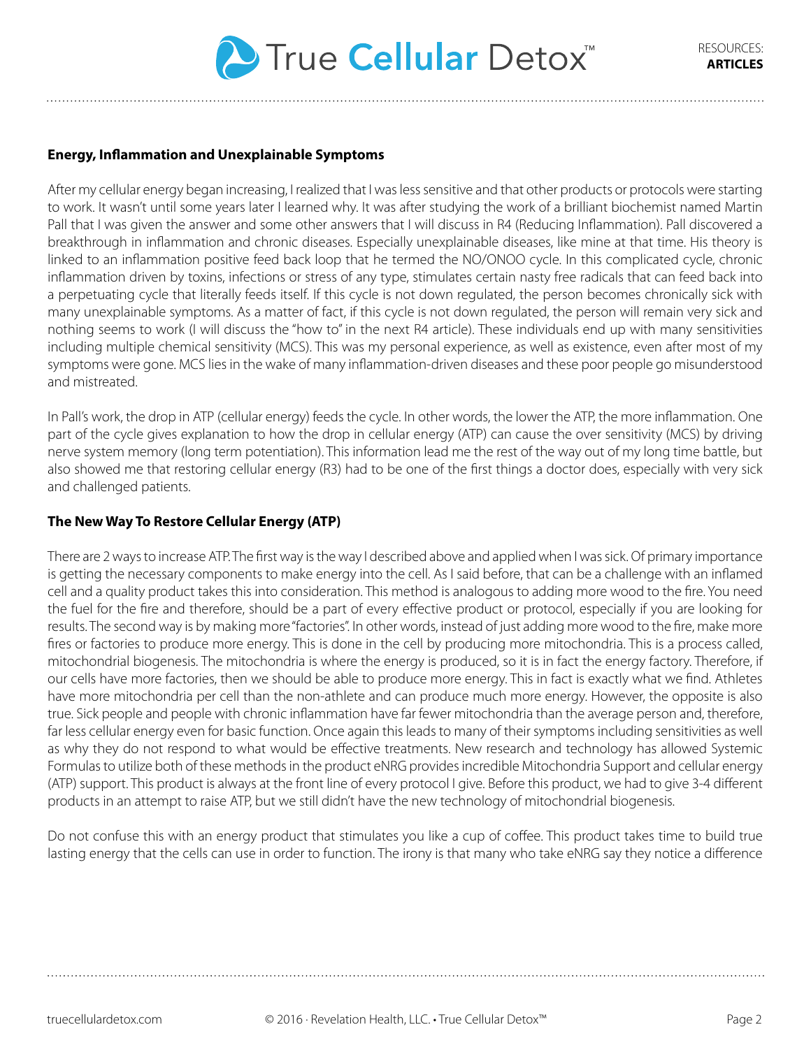**Energy, Inflammation and Unexplainable Symptoms**

After my cellular energy began increasing, I realized that I was less sensitive and that other products or protocols were starting to work. It wasn't until some years later I learned why. It was after studying the work of a brilliant biochemist named Martin Pall that I was given the answer and some other answers that I will discuss in R4 (Reducing Inflammation). Pall discovered a breakthrough in inflammation and chronic diseases. Especially unexplainable diseases, like mine at that time. His theory is linked to an inflammation positive feed back loop that he termed the NO/ONOO cycle. In this complicated cycle, chronic inflammation driven by toxins, infections or stress of any type, stimulates certain nasty free radicals that can feed back into a perpetuating cycle that literally feeds itself. If this cycle is not down regulated, the person becomes chronically sick with many unexplainable symptoms. As a matter of fact, if this cycle is not down regulated, the person will remain very sick and nothing seems to work (I will discuss the "how to" in the next R4 article). These individuals end up with many sensitivities including multiple chemical sensitivity (MCS). This was my personal experience, as well as existence, even after most of my symptoms were gone. MCS lies in the wake of many inflammation-driven diseases and these poor people go misunderstood and mistreated.

In Pall's work, the drop in ATP (cellular energy) feeds the cycle. In other words, the lower the ATP, the more inflammation. One part of the cycle gives explanation to how the drop in cellular energy (ATP) can cause the over sensitivity (MCS) by driving nerve system memory (long term potentiation). This information lead me the rest of the way out of my long time battle, but also showed me that restoring cellular energy (R3) had to be one of the first things a doctor does, especially with very sick and challenged patients.

**The New Way To Restore Cellular Energy (ATP)**

There are 2 ways to increase ATP. The first way is the way I described above and applied when I was sick. Of primary importance is getting the necessary components to make energy into the cell. As I said before, that can be a challenge with an inflamed cell and a quality product takes this into consideration. This method is analogous to adding more wood to the fire. You need the fuel for the fire and therefore, should be a part of every effective product or protocol, especially if you are looking for results. The second way is by making more "factories". In other words, instead of just adding more wood to the fire, make more fires or factories to produce more energy. This is done in the cell by producing more mitochondria. This is a process called, mitochondrial biogenesis. The mitochondria is where the energy is produced, so it is in fact the energy factory. Therefore, if our cells have more factories, then we should be able to produce more energy. This in fact is exactly what we find. Athletes have more mitochondria per cell than the non-athlete and can produce much more energy. However, the opposite is also true. Sick people and people with chronic inflammation have far fewer mitochondria than the average person and, therefore, far less cellular energy even for basic function. Once again this leads to many of their symptoms including sensitivities as well as why they do not respond to what would be effective treatments. New research and technology has allowed Systemic Formulas to utilize both of these methods in the product eNRG provides incredible Mitochondria Support and cellular energy (ATP) support. This product is always at the front line of every protocol I give. Before this product, we had to give 3-4 different products in an attempt to raise ATP, but we still didn't have the new technology of mitochondrial biogenesis.

Do not confuse this with an energy product that stimulates you like a cup of coffee. This product takes time to build true lasting energy that the cells can use in order to function. The irony is that many who take eNRG say they notice a difference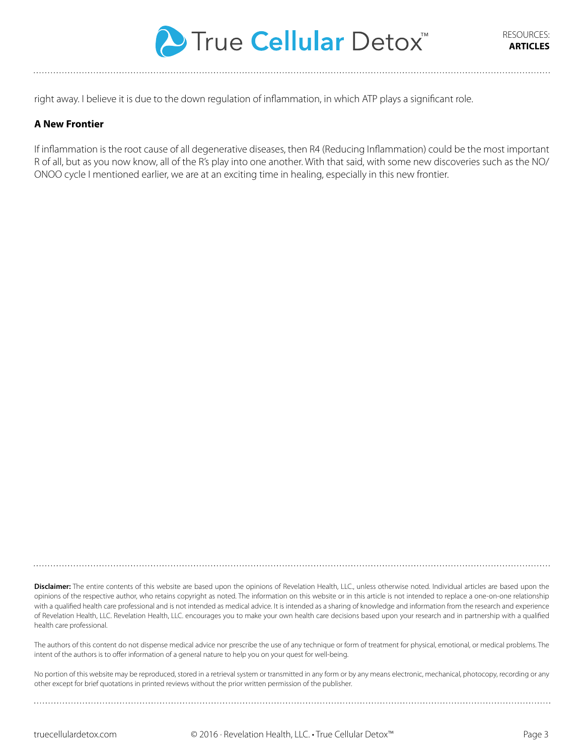right away. I believe it is due to the down regulation of inflammation, in which ATP plays a significant role.

**A New Frontier**

If inflammation is the root cause of all degenerative diseases, then R4 (Reducing Inflammation) could be the most important R of all, but as you now know, all of the R's play into one another. With that said, with some new discoveries such as the NO/ONOO cycle I mentioned earlier, we are at an exciting time in healing, especially in this new frontier.

**Disclaimer:** The entire contents of this website are based upon the opinions of Revelation Health, LLC., unless otherwise noted. Individual articles are based upon the opinions of the respective author, who retains copyright as noted. The information on this website or in this article is not intended to replace a one-on-one relationship with a qualified health care professional and is not intended as medical advice. It is intended as a sharing of knowledge and information from the research and experience of Revelation Health, LLC. Revelation Health, LLC. encourages you to make your own health care decisions based upon your research and in partnership with a qualified health care professional.

The authors of this content do not dispense medical advice nor prescribe the use of any technique or form of treatment for physical, emotional, or medical problems. The intent of the authors is to offer information of a general nature to help you on your quest for well-being.

No portion of this website may be reproduced, stored in a retrieval system or transmitted in any form or by any means electronic, mechanical, photocopy, recording or any other except for brief quotations in printed reviews without the prior written permission of the publisher.